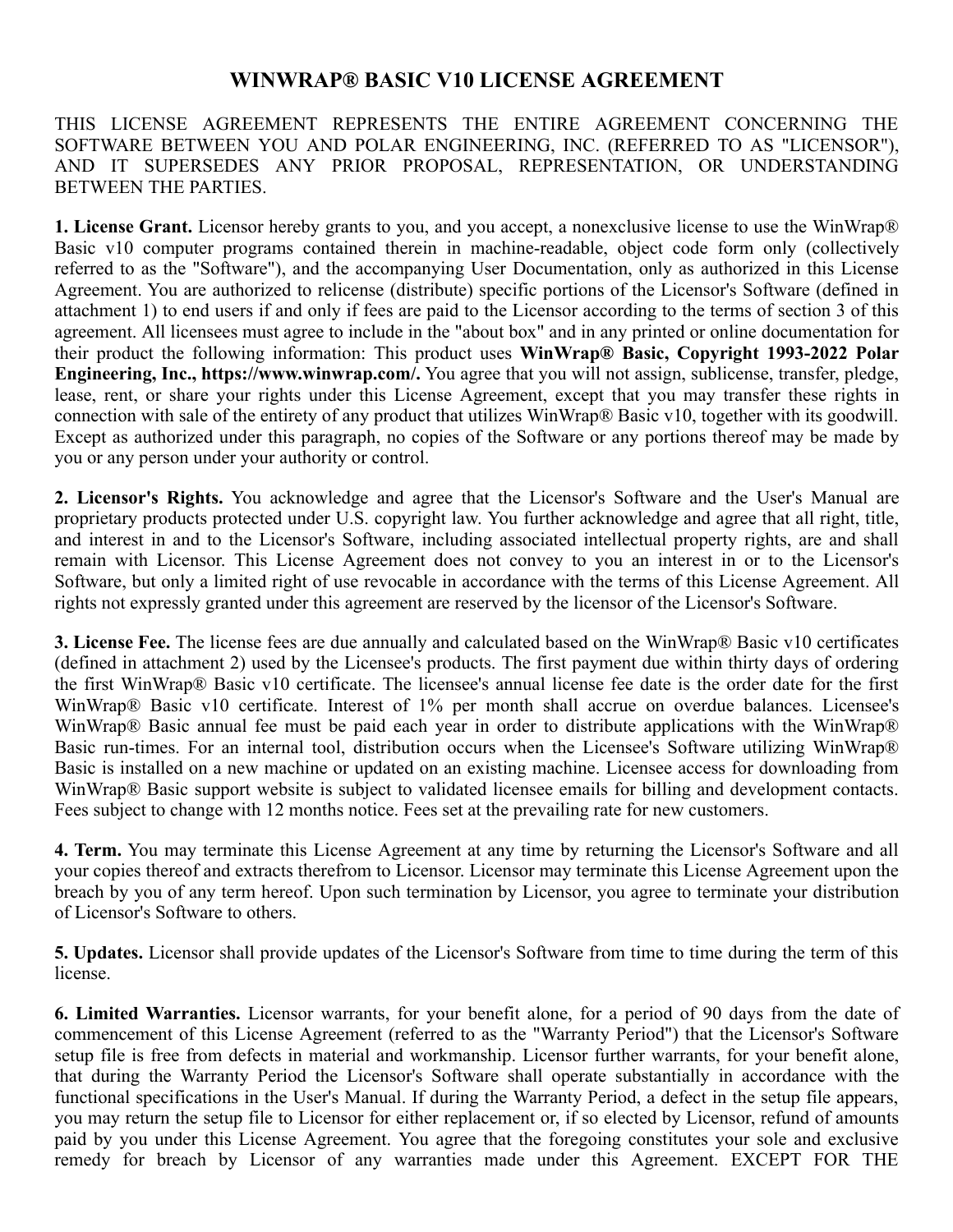# WINWRAP® BASIC V10 LICENSE AGREEMENT

THIS LICENSE AGREEMENT REPRESENTS THE ENTIRE AGREEMENT CONCERNING THE SOFTWARE BETWEEN YOU AND POLAR ENGINEERING, INC. (REFERRED TO AS "LICENSOR"), AND IT SUPERSEDES ANY PRIOR PROPOSAL, REPRESENTATION, OR UNDERSTANDING BETWEEN THE PARTIES.

**1. License Grant.** Licensor hereby grants to you, and you accept, a nonexclusive license to use the WinWrap® Basic v10 computer programs contained therein in machine-readable, object code form only (collectively referred to as the "Software"), and the accompanying User Documentation, only as authorized in this License Agreement. You are authorized to relicense (distribute) specific portions of the Licensor's Software (defined in attachment 1) to end users if and only if fees are paid to the Licensor according to the terms of section 3 of this agreement. All licensees must agree to include in the "about box" and in any printed or online documentation for their product the following information: This product uses **WinWrap® Basic, Copyright 1993-2022 Polar Engineering, Inc., https://www.winwrap.com/.** You agree that you will not assign, sublicense, transfer, pledge, lease, rent, or share your rights under this License Agreement, except that you may transfer these rights in connection with sale of the entirety of any product that utilizes WinWrap® Basic v10, together with its goodwill. Except as authorized under this paragraph, no copies of the Software or any portions thereof may be made by you or any person under your authority or control.

**2. Licensor's Rights.** You acknowledge and agree that the Licensor's Software and the User's Manual are proprietary products protected under U.S. copyright law. You further acknowledge and agree that all right, title, and interest in and to the Licensor's Software, including associated intellectual property rights, are and shall remain with Licensor. This License Agreement does not convey to you an interest in or to the Licensor's Software, but only a limited right of use revocable in accordance with the terms of this License Agreement. All rights not expressly granted under this agreement are reserved by the licensor of the Licensor's Software.

**3. License Fee.** The license fees are due annually and calculated based on the WinWrap® Basic v10 certificates (defined in attachment 2) used by the Licensee's products. The first payment due within thirty days of ordering the first WinWrap® Basic v10 certificate. The licensee's annual license fee date is the order date for the first WinWrap® Basic v10 certificate. Interest of 1% per month shall accrue on overdue balances. Licensee's WinWrap® Basic annual fee must be paid each year in order to distribute applications with the WinWrap® Basic run-times. For an internal tool, distribution occurs when the Licensee's Software utilizing WinWrap® Basic is installed on a new machine or updated on an existing machine. Licensee access for downloading from WinWrap® Basic support website is subject to validated licensee emails for billing and development contacts. Fees subject to change with 12 months notice. Fees set at the prevailing rate for new customers.

**4. Term.** You may terminate this License Agreement at any time by returning the Licensor's Software and all your copies thereof and extracts therefrom to Licensor. Licensor may terminate this License Agreement upon the breach by you of any term hereof. Upon such termination by Licensor, you agree to terminate your distribution of Licensor's Software to others.

**5. Updates.** Licensor shall provide updates of the Licensor's Software from time to time during the term of this license.

**6. Limited Warranties.** Licensor warrants, for your benefit alone, for a period of 90 days from the date of commencement of this License Agreement (referred to as the "Warranty Period") that the Licensor's Software setup file is free from defects in material and workmanship. Licensor further warrants, for your benefit alone, that during the Warranty Period the Licensor's Software shall operate substantially in accordance with the functional specifications in the User's Manual. If during the Warranty Period, a defect in the setup file appears, you may return the setup file to Licensor for either replacement or, if so elected by Licensor, refund of amounts paid by you under this License Agreement. You agree that the foregoing constitutes your sole and exclusive remedy for breach by Licensor of any warranties made under this Agreement. EXCEPT FOR THE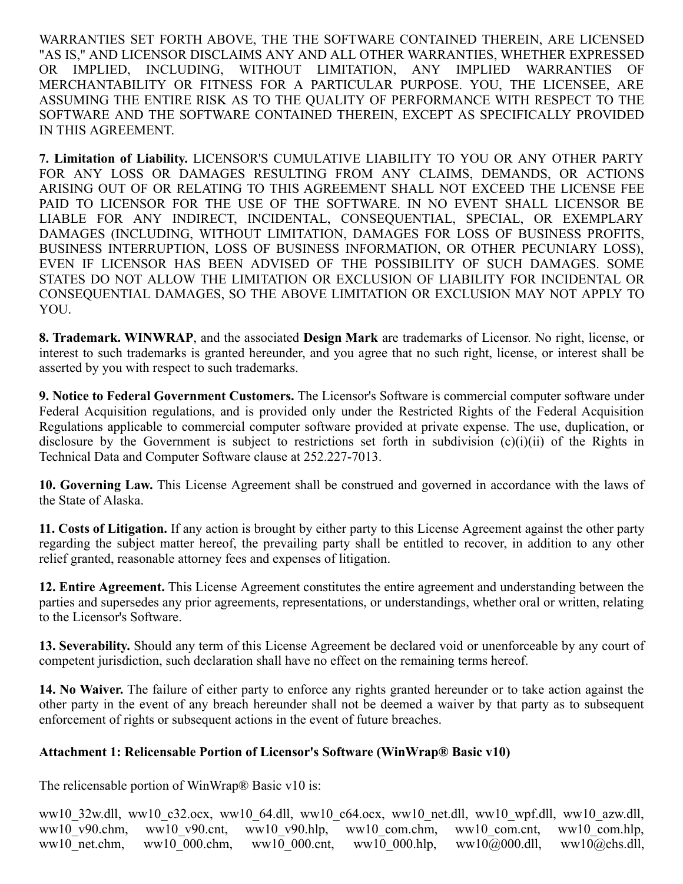WARRANTIES SET FORTH ABOVE, THE THE SOFTWARE CONTAINED THEREIN, ARE LICENSED "AS IS," AND LICENSOR DISCLAIMS ANY AND ALL OTHER WARRANTIES, WHETHER EXPRESSED OR IMPLIED, INCLUDING, WITHOUT LIMITATION, ANY IMPLIED WARRANTIES OF MERCHANTABILITY OR FITNESS FOR A PARTICULAR PURPOSE. YOU, THE LICENSEE, ARE ASSUMING THE ENTIRE RISK AS TO THE QUALITY OF PERFORMANCE WITH RESPECT TO THE SOFTWARE AND THE SOFTWARE CONTAINED THEREIN, EXCEPT AS SPECIFICALLY PROVIDED IN THIS AGREEMENT.

**7. Limitation of Liability.** LICENSOR'S CUMULATIVE LIABILITY TO YOU OR ANY OTHER PARTY FOR ANY LOSS OR DAMAGES RESULTING FROM ANY CLAIMS, DEMANDS, OR ACTIONS ARISING OUT OF OR RELATING TO THIS AGREEMENT SHALL NOT EXCEED THE LICENSE FEE PAID TO LICENSOR FOR THE USE OF THE SOFTWARE. IN NO EVENT SHALL LICENSOR BE LIABLE FOR ANY INDIRECT, INCIDENTAL, CONSEQUENTIAL, SPECIAL, OR EXEMPLARY DAMAGES (INCLUDING, WITHOUT LIMITATION, DAMAGES FOR LOSS OF BUSINESS PROFITS, BUSINESS INTERRUPTION, LOSS OF BUSINESS INFORMATION, OR OTHER PECUNIARY LOSS), EVEN IF LICENSOR HAS BEEN ADVISED OF THE POSSIBILITY OF SUCH DAMAGES. SOME STATES DO NOT ALLOW THE LIMITATION OR EXCLUSION OF LIABILITY FOR INCIDENTAL OR CONSEQUENTIAL DAMAGES, SO THE ABOVE LIMITATION OR EXCLUSION MAY NOT APPLY TO YOU.

**8. Trademark. WINWRAP**, and the associated **Design Mark** are trademarks of Licensor. No right, license, or interest to such trademarks is granted hereunder, and you agree that no such right, license, or interest shall be asserted by you with respect to such trademarks.

**9. Notice to Federal Government Customers.** The Licensor's Software is commercial computer software under Federal Acquisition regulations, and is provided only under the Restricted Rights of the Federal Acquisition Regulations applicable to commercial computer software provided at private expense. The use, duplication, or disclosure by the Government is subject to restrictions set forth in subdivision (c)(i)(ii) of the Rights in Technical Data and Computer Software clause at 252.227-7013.

**10. Governing Law.** This License Agreement shall be construed and governed in accordance with the laws of the State of Alaska.

**11. Costs of Litigation.** If any action is brought by either party to this License Agreement against the other party regarding the subject matter hereof, the prevailing party shall be entitled to recover, in addition to any other relief granted, reasonable attorney fees and expenses of litigation.

**12. Entire Agreement.** This License Agreement constitutes the entire agreement and understanding between the parties and supersedes any prior agreements, representations, or understandings, whether oral or written, relating to the Licensor's Software.

**13. Severability.** Should any term of this License Agreement be declared void or unenforceable by any court of competent jurisdiction, such declaration shall have no effect on the remaining terms hereof.

**14. No Waiver.** The failure of either party to enforce any rights granted hereunder or to take action against the other party in the event of any breach hereunder shall not be deemed a waiver by that party as to subsequent enforcement of rights or subsequent actions in the event of future breaches.

**Attachment 1: Relicensable Portion of Licensor's Software (WinWrap® Basic v10)**

The relicensable portion of WinWrap® Basic v10 is:

ww10_32w.dll, ww10_c32.ocx, ww10_64.dll, ww10_c64.ocx, ww10_net.dll, ww10_wpf.dll, ww10_azw.dll, ww10_v90.chm, ww10_v90.cnt, ww10_v90.hlp, ww10_com.chm, ww10_com.cnt, ww10_com.hlp, ww10_net.chm, ww10_000.chm, ww10_000.cnt, ww10_000.hlp, ww10@000.dll, ww10@chs.dll,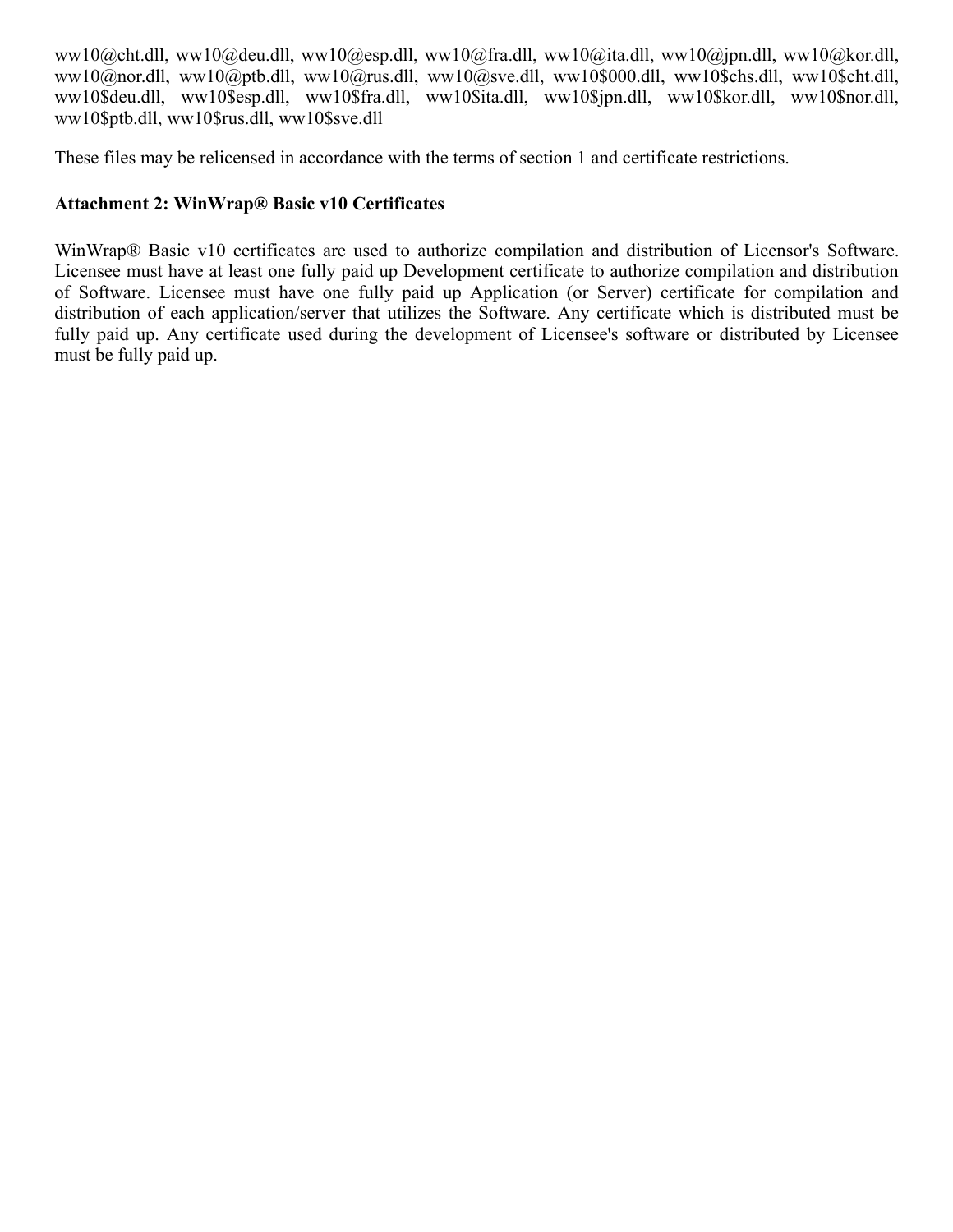ww10@cht.dll, ww10@deu.dll, ww10@esp.dll, ww10@fra.dll, ww10@ita.dll, ww10@jpn.dll, ww10@kor.dll, ww10@nor.dll, ww10@ptb.dll, ww10@rus.dll, ww10@sve.dll, ww10$000.dll, ww10$chs.dll, ww10$cht.dll, ww10$deu.dll, ww10$esp.dll, ww10$fra.dll, ww10$ita.dll, ww10$jpn.dll, ww10$kor.dll, ww10$nor.dll, ww10$ptb.dll, ww10$rus.dll, ww10$sve.dll

These files may be relicensed in accordance with the terms of section 1 and certificate restrictions.

**Attachment 2: WinWrap® Basic v10 Certificates**

WinWrap® Basic v10 certificates are used to authorize compilation and distribution of Licensor's Software. Licensee must have at least one fully paid up Development certificate to authorize compilation and distribution of Software. Licensee must have one fully paid up Application (or Server) certificate for compilation and distribution of each application/server that utilizes the Software. Any certificate which is distributed must be fully paid up. Any certificate used during the development of Licensee's software or distributed by Licensee must be fully paid up.